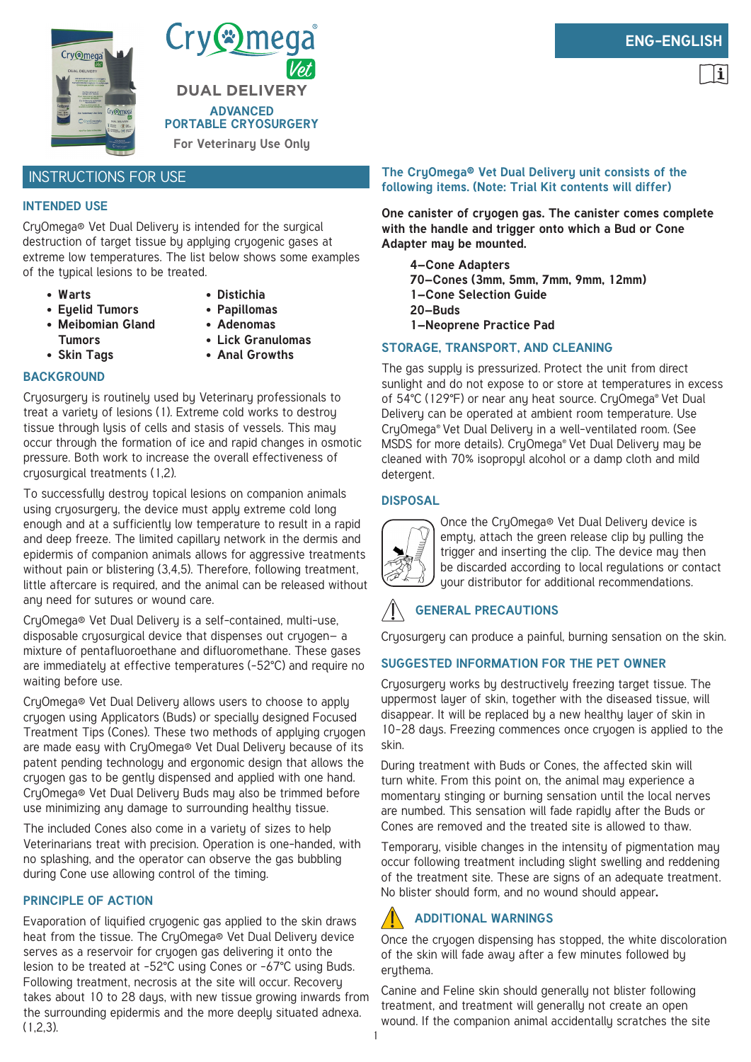# CryOmega Vet

## DUAL DELIVERY

### ADVANCED PORTABLE CRYOSURGERY

For Veterinary Use Only

ENG-ENGLISH

## INSTRUCTIONS FOR USE

### INTENDED USE

CryOmega® Vet Dual Delivery is intended for the surgical destruction of target tissue by applying cryogenic gases at extreme low temperatures. The list below shows some examples of the typical lesions to be treated.

- **Warts**
- **Eyelid Tumors**
- **Meibomian Gland Tumors**
- **Skin Tags**
- **Distichia**
- **Papillomas**
- **Adenomas**
- **Lick Granulomas**
- **Anal Growths**

### BACKGROUND

Cryosurgery is routinely used by Veterinary professionals to treat a variety of lesions (1). Extreme cold works to destroy tissue through lysis of cells and stasis of vessels. This may occur through the formation of ice and rapid changes in osmotic pressure. Both work to increase the overall effectiveness of cryosurgical treatments (1,2).

To successfully destroy topical lesions on companion animals using cryosurgery, the device must apply extreme cold long enough and at a sufficiently low temperature to result in a rapid and deep freeze. The limited capillary network in the dermis and epidermis of companion animals allows for aggressive treatments without pain or blistering (3,4,5). Therefore, following treatment, little aftercare is required, and the animal can be released without any need for sutures or wound care.

CryOmega® Vet Dual Delivery is a self-contained, multi-use, disposable cryosurgical device that dispenses out cryogen– a mixture of pentafluoroethane and difluoromethane. These gases are immediately at effective temperatures (-52°C) and require no waiting before use.

CryOmega® Vet Dual Delivery allows users to choose to apply cryogen using Applicators (Buds) or specially designed Focused Treatment Tips (Cones). These two methods of applying cryogen are made easy with CryOmega® Vet Dual Delivery because of its patent pending technology and ergonomic design that allows the cryogen gas to be gently dispensed and applied with one hand. CryOmega® Vet Dual Delivery Buds may also be trimmed before use minimizing any damage to surrounding healthy tissue.

The included Cones also come in a variety of sizes to help Veterinarians treat with precision. Operation is one-handed, with no splashing, and the operator can observe the gas bubbling during Cone use allowing control of the timing.

### PRINCIPLE OF ACTION

Evaporation of liquified cryogenic gas applied to the skin draws heat from the tissue. The CryOmega® Vet Dual Delivery device serves as a reservoir for cryogen gas delivering it onto the lesion to be treated at -52°C using Cones or -67°C using Buds. Following treatment, necrosis at the site will occur. Recovery takes about 10 to 28 days, with new tissue growing inwards from the surrounding epidermis and the more deeply situated adnexa. (1,2,3).

### The CryOmega® Vet Dual Delivery unit consists of the following items. (Note: Trial Kit contents will differ)

**One canister of cryogen gas. The canister comes complete with the handle and trigger onto which a Bud or Cone Adapter may be mounted.**

**4–Cone Adapters**
**70–Cones (3mm, 5mm, 7mm, 9mm, 12mm)**
**1–Cone Selection Guide**
**20–Buds**
**1–Neoprene Practice Pad**

### STORAGE, TRANSPORT, AND CLEANING

The gas supply is pressurized. Protect the unit from direct sunlight and do not expose to or store at temperatures in excess of 54°C (129°F) or near any heat source. CryOmega® Vet Dual Delivery can be operated at ambient room temperature. Use CryOmega® Vet Dual Delivery in a well-ventilated room. (See MSDS for more details). CryOmega® Vet Dual Delivery may be cleaned with 70% isopropyl alcohol or a damp cloth and mild detergent.

### DISPOSAL

Once the CryOmega® Vet Dual Delivery device is empty, attach the green release clip by pulling the trigger and inserting the clip. The device may then be discarded according to local regulations or contact your distributor for additional recommendations.

### GENERAL PRECAUTIONS

Cryosurgery can produce a painful, burning sensation on the skin.

### SUGGESTED INFORMATION FOR THE PET OWNER

Cryosurgery works by destructively freezing target tissue. The uppermost layer of skin, together with the diseased tissue, will disappear. It will be replaced by a new healthy layer of skin in 10-28 days. Freezing commences once cryogen is applied to the skin.

During treatment with Buds or Cones, the affected skin will turn white. From this point on, the animal may experience a momentary stinging or burning sensation until the local nerves are numbed. This sensation will fade rapidly after the Buds or Cones are removed and the treated site is allowed to thaw.

Temporary, visible changes in the intensity of pigmentation may occur following treatment including slight swelling and reddening of the treatment site. These are signs of an adequate treatment. No blister should form, and no wound should appear.

### ADDITIONAL WARNINGS

Once the cryogen dispensing has stopped, the white discoloration of the skin will fade away after a few minutes followed by erythema.

Canine and Feline skin should generally not blister following treatment, and treatment will generally not create an open wound. If the companion animal accidentally scratches the site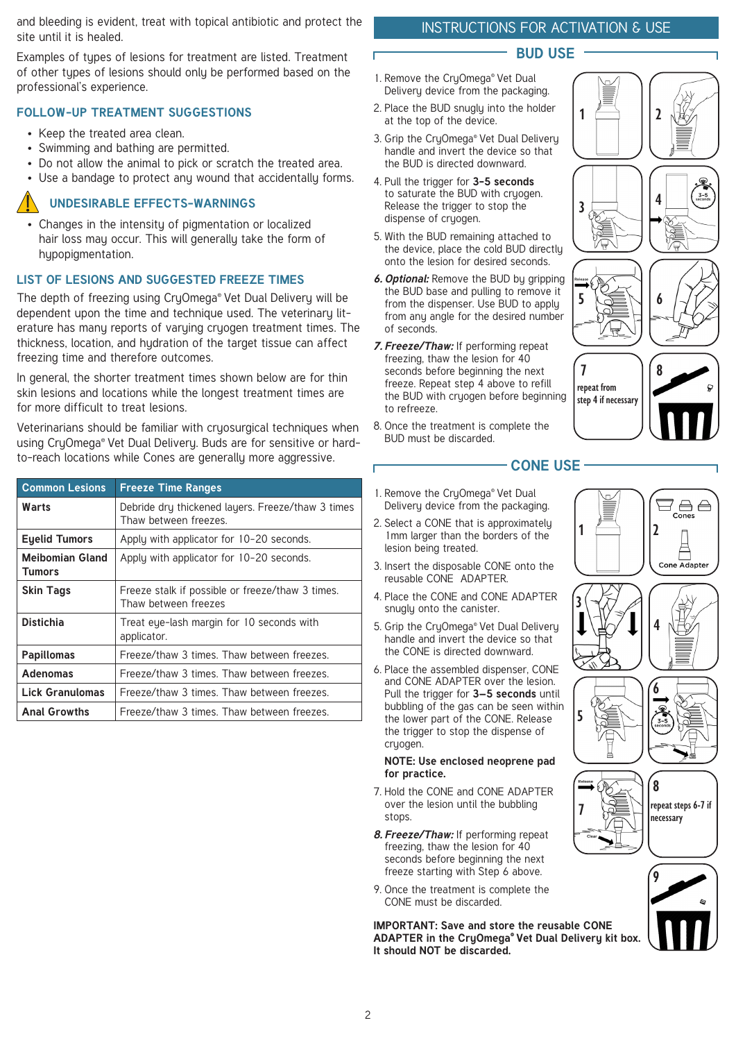and bleeding is evident, treat with topical antibiotic and protect the site until it is healed.

Examples of types of lesions for treatment are listed. Treatment of other types of lesions should only be performed based on the professional's experience.

## FOLLOW-UP TREATMENT SUGGESTIONS

- Keep the treated area clean.
- Swimming and bathing are permitted.
- Do not allow the animal to pick or scratch the treated area.
- Use a bandage to protect any wound that accidentally forms.

## UNDESIRABLE EFFECTS-WARNINGS

- Changes in the intensity of pigmentation or localized hair loss may occur. This will generally take the form of hypopigmentation.

## LIST OF LESIONS AND SUGGESTED FREEZE TIMES

The depth of freezing using CryOmega® Vet Dual Delivery will be dependent upon the time and technique used. The veterinary literature has many reports of varying cryogen treatment times. The thickness, location, and hydration of the target tissue can affect freezing time and therefore outcomes.

In general, the shorter treatment times shown below are for thin skin lesions and locations while the longest treatment times are for more difficult to treat lesions.

Veterinarians should be familiar with cryosurgical techniques when using CryOmega® Vet Dual Delivery. Buds are for sensitive or hard-to-reach locations while Cones are generally more aggressive.

| Common Lesions | Freeze Time Ranges |
|---|---|
| **Warts** | Debride dry thickened layers. Freeze/thaw 3 times Thaw between freezes. |
| **Eyelid Tumors** | Apply with applicator for 10-20 seconds. |
| **Meibomian Gland Tumors** | Apply with applicator for 10-20 seconds. |
| **Skin Tags** | Freeze stalk if possible or freeze/thaw 3 times. Thaw between freezes |
| **Distichia** | Treat eye-lash margin for 10 seconds with applicator. |
| **Papillomas** | Freeze/thaw 3 times. Thaw between freezes. |
| **Adenomas** | Freeze/thaw 3 times. Thaw between freezes. |
| **Lick Granulomas** | Freeze/thaw 3 times. Thaw between freezes. |
| **Anal Growths** | Freeze/thaw 3 times. Thaw between freezes. |

# INSTRUCTIONS FOR ACTIVATION & USE

## BUD USE

1. Remove the CryOmega® Vet Dual Delivery device from the packaging.
2. Place the BUD snugly into the holder at the top of the device.
3. Grip the CryOmega® Vet Dual Delivery handle and invert the device so that the BUD is directed downward.
4. Pull the trigger for **3-5 seconds** to saturate the BUD with cryogen. Release the trigger to stop the dispense of cryogen.
5. With the BUD remaining attached to the device, place the cold BUD directly onto the lesion for desired seconds.
6. ***Optional:*** Remove the BUD by gripping the BUD base and pulling to remove it from the dispenser. Use BUD to apply from any angle for the desired number of seconds.
7. ***Freeze/Thaw:*** If performing repeat freezing, thaw the lesion for 40 seconds before beginning the next freeze. Repeat step 4 above to refill the BUD with cryogen before beginning to refreeze.
8. Once the treatment is complete the BUD must be discarded.

1 2 3 4 (3-5 seconds) 5 (Release) 6 7 repeat from step 4 if necessary 8

## CONE USE

1. Remove the CryOmega® Vet Dual Delivery device from the packaging.
2. Select a CONE that is approximately 1mm larger than the borders of the lesion being treated.
3. Insert the disposable CONE onto the reusable CONE ADAPTER.
4. Place the CONE and CONE ADAPTER snugly onto the canister.
5. Grip the CryOmega® Vet Dual Delivery handle and invert the device so that the CONE is directed downward.
6. Place the assembled dispenser, CONE and CONE ADAPTER over the lesion. Pull the trigger for **3–5 seconds** until bubbling of the gas can be seen within the lower part of the CONE. Release the trigger to stop the dispense of cryogen.

   **NOTE: Use enclosed neoprene pad for practice.**

7. Hold the CONE and CONE ADAPTER over the lesion until the bubbling stops.
8. ***Freeze/Thaw:*** If performing repeat freezing, thaw the lesion for 40 seconds before beginning the next freeze starting with Step 6 above.
9. Once the treatment is complete the CONE must be discarded.

1 2 (Cones, Cone Adapter) 3 4 5 6 (3-5 seconds) 7 (Release, Clear) 8 repeat steps 6-7 if necessary 9

**IMPORTANT: Save and store the reusable CONE ADAPTER in the CryOmega® Vet Dual Delivery kit box. It should NOT be discarded.**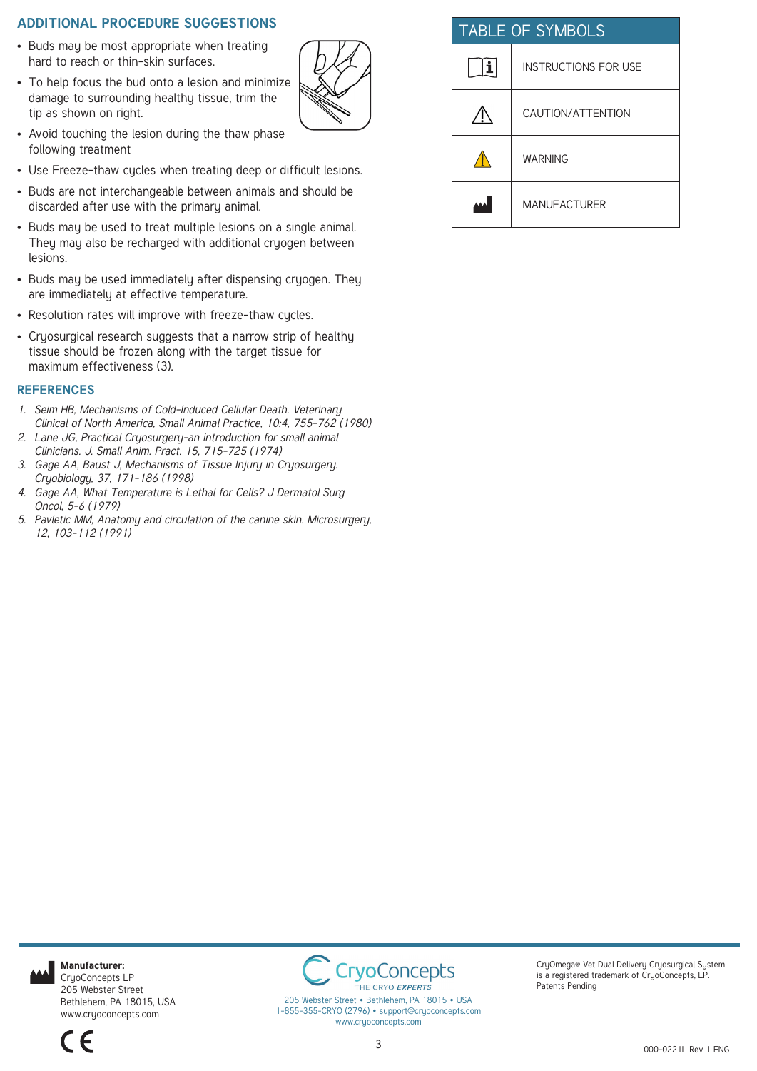## ADDITIONAL PROCEDURE SUGGESTIONS

- Buds may be most appropriate when treating hard to reach or thin-skin surfaces.
- To help focus the bud onto a lesion and minimize damage to surrounding healthy tissue, trim the tip as shown on right.
- Avoid touching the lesion during the thaw phase following treatment
- Use Freeze-thaw cycles when treating deep or difficult lesions.
- Buds are not interchangeable between animals and should be discarded after use with the primary animal.
- Buds may be used to treat multiple lesions on a single animal. They may also be recharged with additional cryogen between lesions.
- Buds may be used immediately after dispensing cryogen. They are immediately at effective temperature.
- Resolution rates will improve with freeze-thaw cycles.
- Cryosurgical research suggests that a narrow strip of healthy tissue should be frozen along with the target tissue for maximum effectiveness (3).

## REFERENCES

1. *Seim HB, Mechanisms of Cold-Induced Cellular Death. Veterinary Clinical of North America, Small Animal Practice, 10:4, 755-762 (1980)*
2. *Lane JG, Practical Cryosurgery-an introduction for small animal Clinicians. J. Small Anim. Pract. 15, 715-725 (1974)*
3. *Gage AA, Baust J, Mechanisms of Tissue Injury in Cryosurgery. Cryobiology, 37, 171-186 (1998)*
4. *Gage AA, What Temperature is Lethal for Cells? J Dermatol Surg Oncol, 5-6 (1979)*
5. *Pavletic MM, Anatomy and circulation of the canine skin. Microsurgery, 12, 103-112 (1991)*

## TABLE OF SYMBOLS

| Symbol | Meaning |
|---|---|
| | INSTRUCTIONS FOR USE |
| | CAUTION/ATTENTION |
| | WARNING |
| | MANUFACTURER |

**Manufacturer:**
CryoConcepts LP
205 Webster Street
Bethlehem, PA 18015, USA
www.cryoconcepts.com

CE

CryoConcepts
THE CRYO *EXPERTS*
205 Webster Street • Bethlehem, PA 18015 • USA
1-855-355-CRYO (2796) • support@cryoconcepts.com
www.cryoconcepts.com

CryOmega® Vet Dual Delivery Cryosurgical System is a registered trademark of CryoConcepts, LP.
Patents Pending

000-022IL Rev 1 ENG